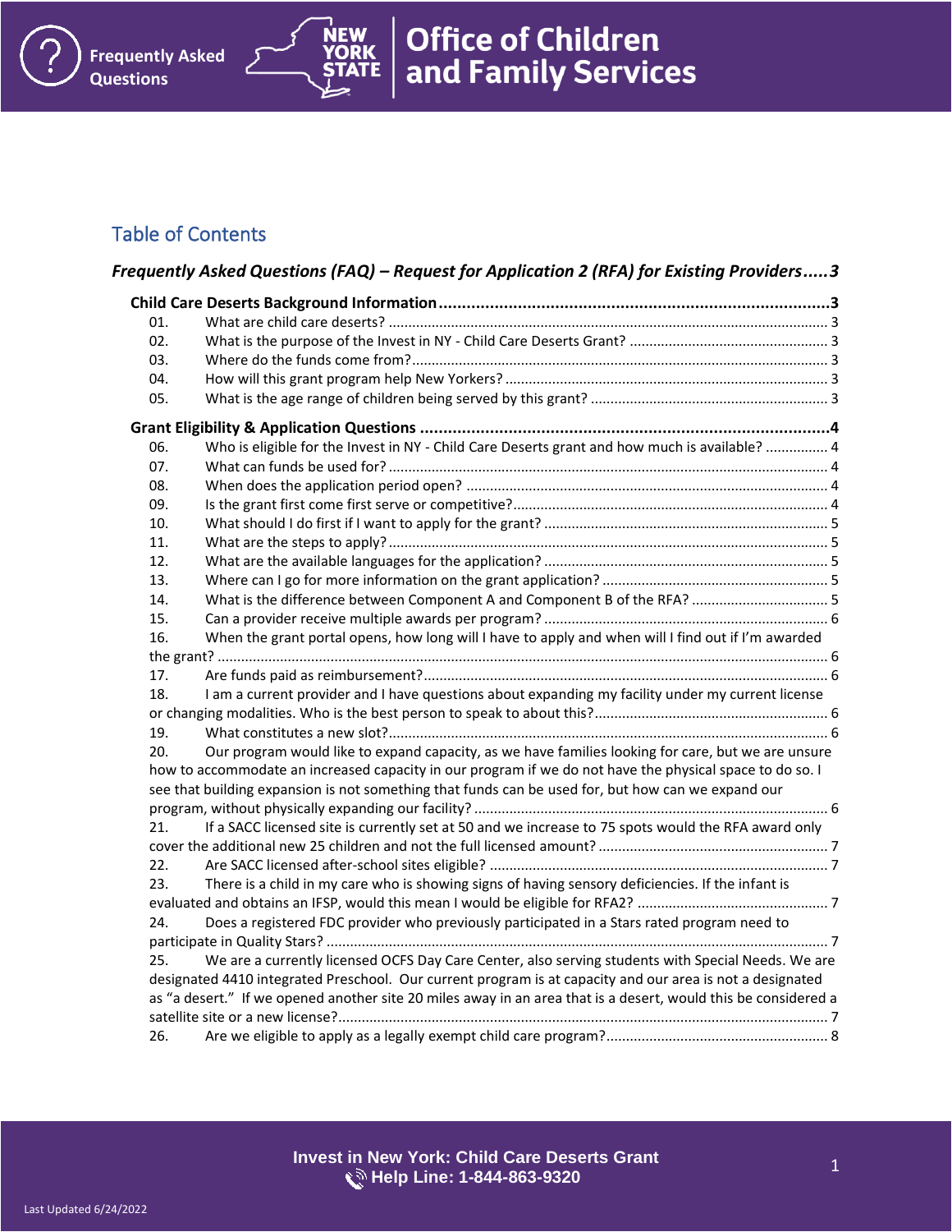# Table of Contents

**_Frequently Asked Questions (FAQ) – Request for Application 2 (RFA) for Existing Providers_ ..... 3**

**Child Care Deserts Background Information ..... 3**

01. What are child care deserts? ..... 3
02. What is the purpose of the Invest in NY - Child Care Deserts Grant? ..... 3
03. Where do the funds come from? ..... 3
04. How will this grant program help New Yorkers? ..... 3
05. What is the age range of children being served by this grant? ..... 3

**Grant Eligibility & Application Questions ..... 4**

06. Who is eligible for the Invest in NY - Child Care Deserts grant and how much is available? ..... 4
07. What can funds be used for? ..... 4
08. When does the application period open? ..... 4
09. Is the grant first come first serve or competitive? ..... 4
10. What should I do first if I want to apply for the grant? ..... 5
11. What are the steps to apply? ..... 5
12. What are the available languages for the application? ..... 5
13. Where can I go for more information on the grant application? ..... 5
14. What is the difference between Component A and Component B of the RFA? ..... 5
15. Can a provider receive multiple awards per program? ..... 6
16. When the grant portal opens, how long will I have to apply and when will I find out if I'm awarded the grant? ..... 6
17. Are funds paid as reimbursement? ..... 6
18. I am a current provider and I have questions about expanding my facility under my current license or changing modalities. Who is the best person to speak to about this? ..... 6
19. What constitutes a new slot? ..... 6
20. Our program would like to expand capacity, as we have families looking for care, but we are unsure how to accommodate an increased capacity in our program if we do not have the physical space to do so. I see that building expansion is not something that funds can be used for, but how can we expand our program, without physically expanding our facility? ..... 6
21. If a SACC licensed site is currently set at 50 and we increase to 75 spots would the RFA award only cover the additional new 25 children and not the full licensed amount? ..... 7
22. Are SACC licensed after-school sites eligible? ..... 7
23. There is a child in my care who is showing signs of having sensory deficiencies. If the infant is evaluated and obtains an IFSP, would this mean I would be eligible for RFA2? ..... 7
24. Does a registered FDC provider who previously participated in a Stars rated program need to participate in Quality Stars? ..... 7
25. We are a currently licensed OCFS Day Care Center, also serving students with Special Needs. We are designated 4410 integrated Preschool. Our current program is at capacity and our area is not a designated as "a desert." If we opened another site 20 miles away in an area that is a desert, would this be considered a satellite site or a new license? ..... 7
26. Are we eligible to apply as a legally exempt child care program? ..... 8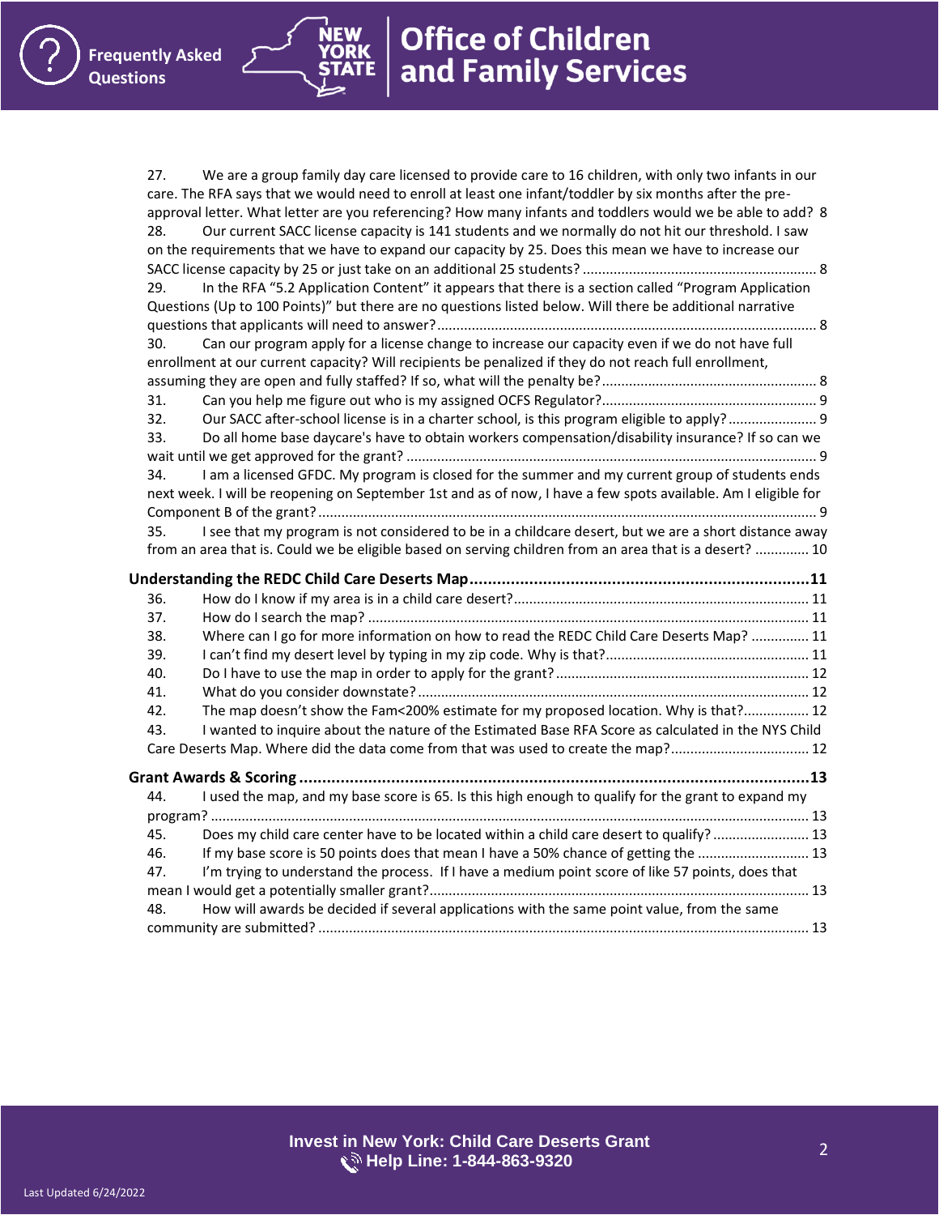27. We are a group family day care licensed to provide care to 16 children, with only two infants in our care. The RFA says that we would need to enroll at least one infant/toddler by six months after the pre-approval letter. What letter are you referencing? How many infants and toddlers would we be able to add? 8
28. Our current SACC license capacity is 141 students and we normally do not hit our threshold. I saw on the requirements that we have to expand our capacity by 25. Does this mean we have to increase our SACC license capacity by 25 or just take on an additional 25 students? 8
29. In the RFA "5.2 Application Content" it appears that there is a section called "Program Application Questions (Up to 100 Points)" but there are no questions listed below. Will there be additional narrative questions that applicants will need to answer? 8
30. Can our program apply for a license change to increase our capacity even if we do not have full enrollment at our current capacity? Will recipients be penalized if they do not reach full enrollment, assuming they are open and fully staffed? If so, what will the penalty be? 8
31. Can you help me figure out who is my assigned OCFS Regulator? 9
32. Our SACC after-school license is in a charter school, is this program eligible to apply? 9
33. Do all home base daycare's have to obtain workers compensation/disability insurance? If so can we wait until we get approved for the grant? 9
34. I am a licensed GFDC. My program is closed for the summer and my current group of students ends next week. I will be reopening on September 1st and as of now, I have a few spots available. Am I eligible for Component B of the grant? 9
35. I see that my program is not considered to be in a childcare desert, but we are a short distance away from an area that is. Could we be eligible based on serving children from an area that is a desert? 10

**Understanding the REDC Child Care Deserts Map** 11

36. How do I know if my area is in a child care desert? 11
37. How do I search the map? 11
38. Where can I go for more information on how to read the REDC Child Care Deserts Map? 11
39. I can't find my desert level by typing in my zip code. Why is that? 11
40. Do I have to use the map in order to apply for the grant? 12
41. What do you consider downstate? 12
42. The map doesn't show the Fam<200% estimate for my proposed location. Why is that? 12
43. I wanted to inquire about the nature of the Estimated Base RFA Score as calculated in the NYS Child Care Deserts Map. Where did the data come from that was used to create the map? 12

**Grant Awards & Scoring** 13

44. I used the map, and my base score is 65. Is this high enough to qualify for the grant to expand my program? 13
45. Does my child care center have to be located within a child care desert to qualify? 13
46. If my base score is 50 points does that mean I have a 50% chance of getting the 13
47. I'm trying to understand the process. If I have a medium point score of like 57 points, does that mean I would get a potentially smaller grant? 13
48. How will awards be decided if several applications with the same point value, from the same community are submitted? 13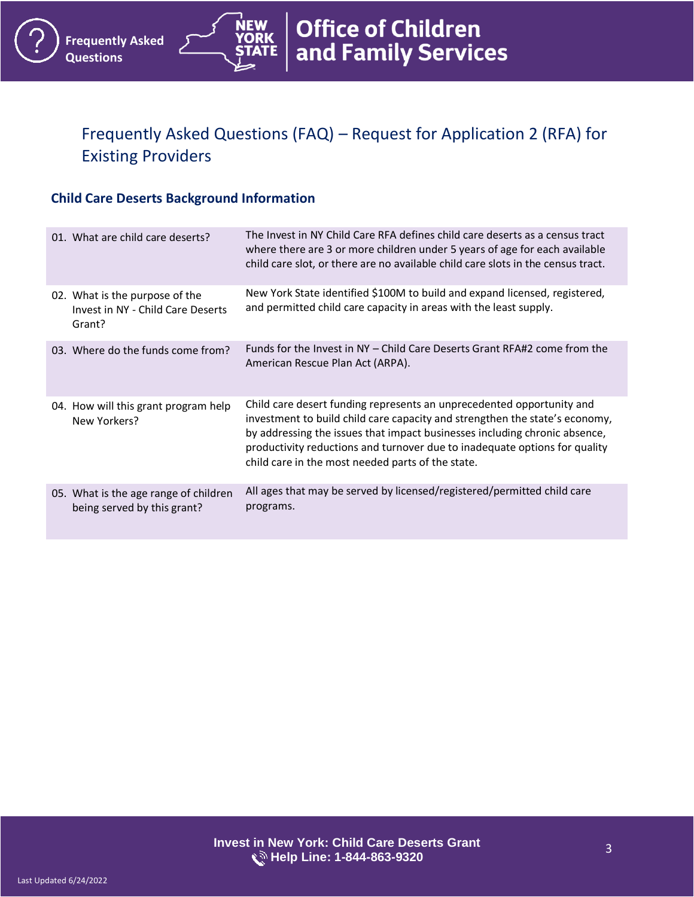# Frequently Asked Questions (FAQ) – Request for Application 2 (RFA) for Existing Providers

## Child Care Deserts Background Information

| Question | Answer |
|---|---|
| 01. What are child care deserts? | The Invest in NY Child Care RFA defines child care deserts as a census tract where there are 3 or more children under 5 years of age for each available child care slot, or there are no available child care slots in the census tract. |
| 02. What is the purpose of the Invest in NY - Child Care Deserts Grant? | New York State identified $100M to build and expand licensed, registered, and permitted child care capacity in areas with the least supply. |
| 03. Where do the funds come from? | Funds for the Invest in NY – Child Care Deserts Grant RFA#2 come from the American Rescue Plan Act (ARPA). |
| 04. How will this grant program help New Yorkers? | Child care desert funding represents an unprecedented opportunity and investment to build child care capacity and strengthen the state's economy, by addressing the issues that impact businesses including chronic absence, productivity reductions and turnover due to inadequate options for quality child care in the most needed parts of the state. |
| 05. What is the age range of children being served by this grant? | All ages that may be served by licensed/registered/permitted child care programs. |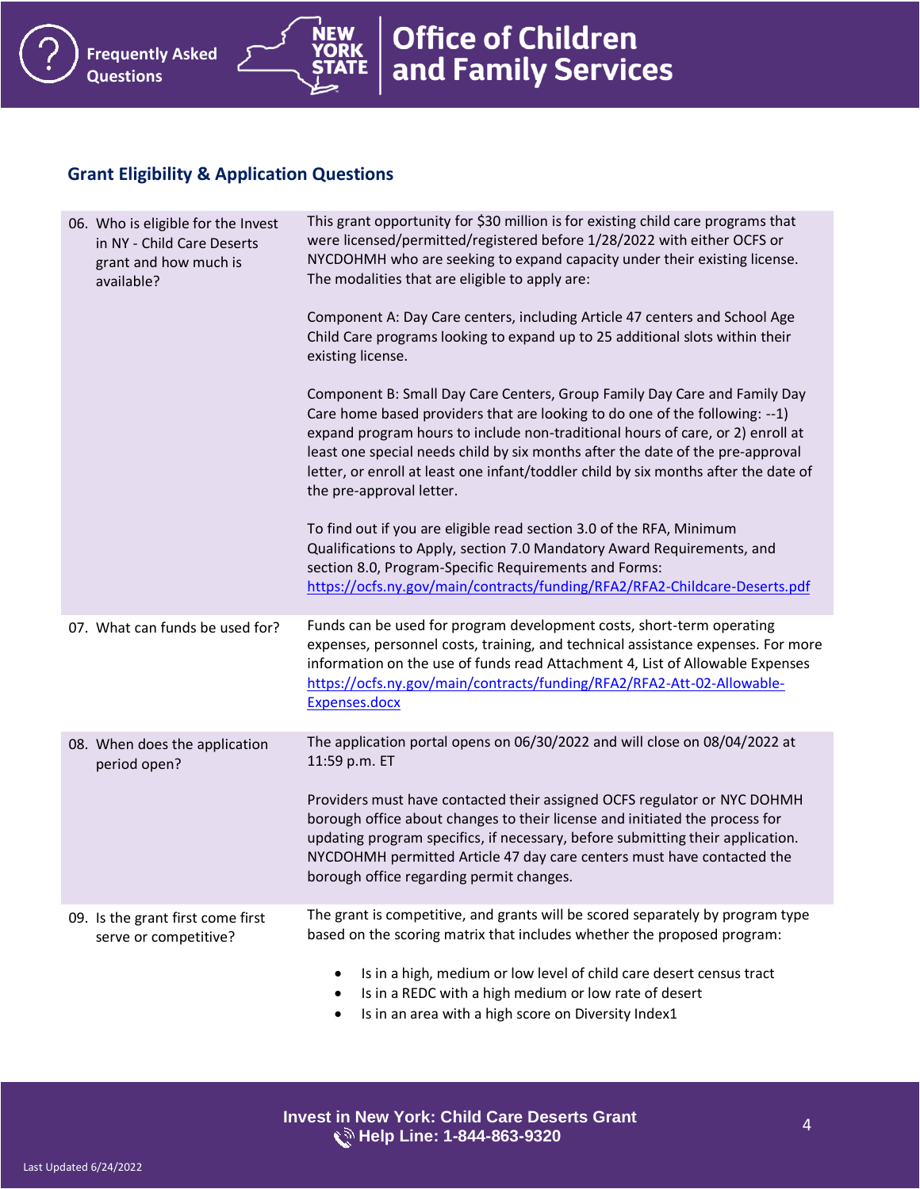## Grant Eligibility & Application Questions

| | |
|---|---|
| 06. Who is eligible for the Invest in NY - Child Care Deserts grant and how much is available? | This grant opportunity for $30 million is for existing child care programs that were licensed/permitted/registered before 1/28/2022 with either OCFS or NYCDOHMH who are seeking to expand capacity under their existing license. The modalities that are eligible to apply are:<br><br>Component A: Day Care centers, including Article 47 centers and School Age Child Care programs looking to expand up to 25 additional slots within their existing license.<br><br>Component B: Small Day Care Centers, Group Family Day Care and Family Day Care home based providers that are looking to do one of the following: --1) expand program hours to include non-traditional hours of care, or 2) enroll at least one special needs child by six months after the date of the pre-approval letter, or enroll at least one infant/toddler child by six months after the date of the pre-approval letter.<br><br>To find out if you are eligible read section 3.0 of the RFA, Minimum Qualifications to Apply, section 7.0 Mandatory Award Requirements, and section 8.0, Program-Specific Requirements and Forms: [https://ocfs.ny.gov/main/contracts/funding/RFA2/RFA2-Childcare-Deserts.pdf](https://ocfs.ny.gov/main/contracts/funding/RFA2/RFA2-Childcare-Deserts.pdf) |
| 07. What can funds be used for? | Funds can be used for program development costs, short-term operating expenses, personnel costs, training, and technical assistance expenses. For more information on the use of funds read Attachment 4, List of Allowable Expenses [https://ocfs.ny.gov/main/contracts/funding/RFA2/RFA2-Att-02-Allowable-Expenses.docx](https://ocfs.ny.gov/main/contracts/funding/RFA2/RFA2-Att-02-Allowable-Expenses.docx) |
| 08. When does the application period open? | The application portal opens on 06/30/2022 and will close on 08/04/2022 at 11:59 p.m. ET<br><br>Providers must have contacted their assigned OCFS regulator or NYC DOHMH borough office about changes to their license and initiated the process for updating program specifics, if necessary, before submitting their application. NYCDOHMH permitted Article 47 day care centers must have contacted the borough office regarding permit changes. |
| 09. Is the grant first come first serve or competitive? | The grant is competitive, and grants will be scored separately by program type based on the scoring matrix that includes whether the proposed program:<br><br>• Is in a high, medium or low level of child care desert census tract<br>• Is in a REDC with a high medium or low rate of desert<br>• Is in an area with a high score on Diversity Index[1] |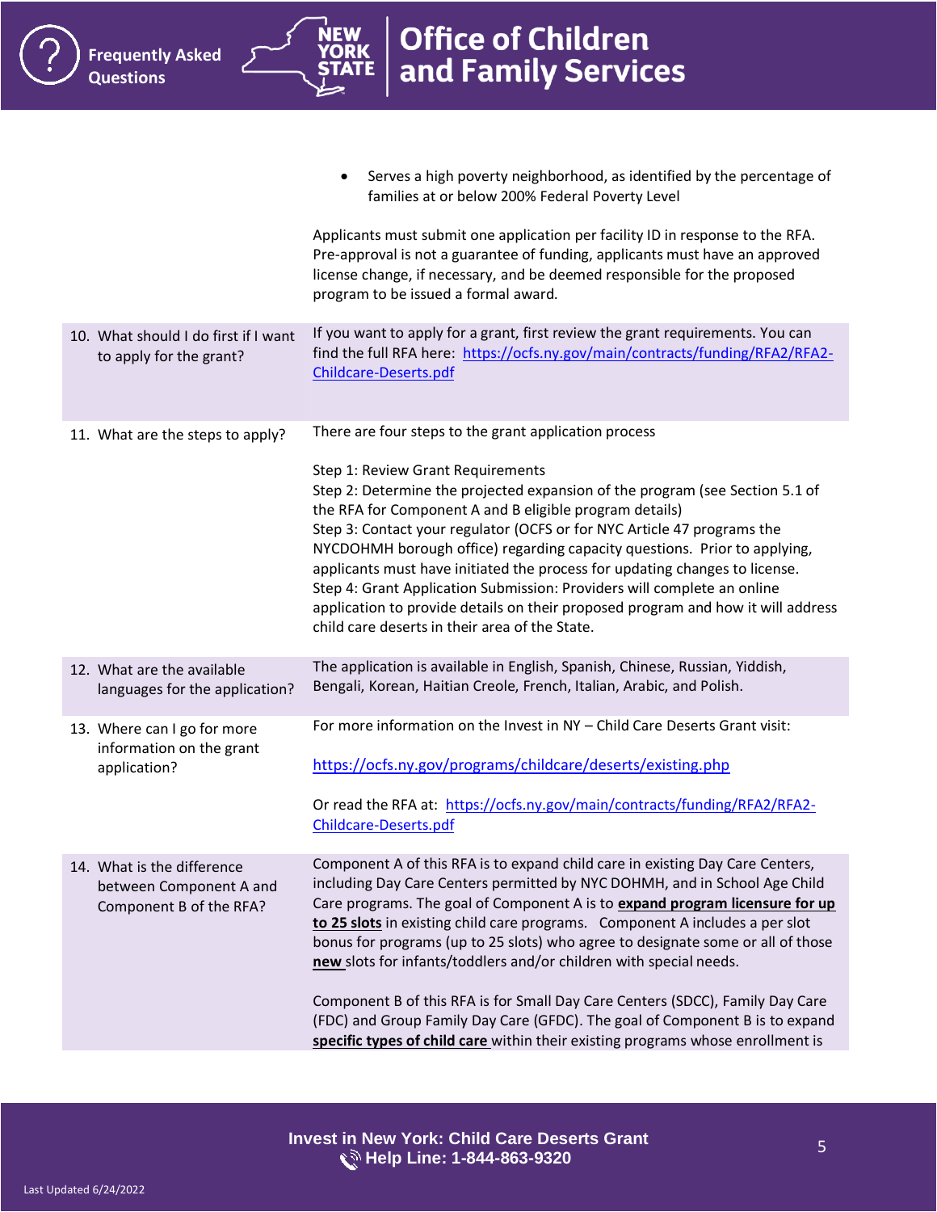| | |
|---|---|
| | • Serves a high poverty neighborhood, as identified by the percentage of families at or below 200% Federal Poverty Level<br><br>Applicants must submit one application per facility ID in response to the RFA. Pre-approval is not a guarantee of funding, applicants must have an approved license change, if necessary, and be deemed responsible for the proposed program to be issued a formal award. |
| 10. What should I do first if I want to apply for the grant? | If you want to apply for a grant, first review the grant requirements. You can find the full RFA here: [https://ocfs.ny.gov/main/contracts/funding/RFA2/RFA2-Childcare-Deserts.pdf](https://ocfs.ny.gov/main/contracts/funding/RFA2/RFA2-Childcare-Deserts.pdf) |
| 11. What are the steps to apply? | There are four steps to the grant application process<br><br>Step 1: Review Grant Requirements<br>Step 2: Determine the projected expansion of the program (see Section 5.1 of the RFA for Component A and B eligible program details)<br>Step 3: Contact your regulator (OCFS or for NYC Article 47 programs the NYCDOHMH borough office) regarding capacity questions. Prior to applying, applicants must have initiated the process for updating changes to license.<br>Step 4: Grant Application Submission: Providers will complete an online application to provide details on their proposed program and how it will address child care deserts in their area of the State. |
| 12. What are the available languages for the application? | The application is available in English, Spanish, Chinese, Russian, Yiddish, Bengali, Korean, Haitian Creole, French, Italian, Arabic, and Polish. |
| 13. Where can I go for more information on the grant application? | For more information on the Invest in NY – Child Care Deserts Grant visit:<br><br>[https://ocfs.ny.gov/programs/childcare/deserts/existing.php](https://ocfs.ny.gov/programs/childcare/deserts/existing.php)<br><br>Or read the RFA at: [https://ocfs.ny.gov/main/contracts/funding/RFA2/RFA2-Childcare-Deserts.pdf](https://ocfs.ny.gov/main/contracts/funding/RFA2/RFA2-Childcare-Deserts.pdf) |
| 14. What is the difference between Component A and Component B of the RFA? | Component A of this RFA is to expand child care in existing Day Care Centers, including Day Care Centers permitted by NYC DOHMH, and in School Age Child Care programs. The goal of Component A is to **expand program licensure for up to 25 slots** in existing child care programs. Component A includes a per slot bonus for programs (up to 25 slots) who agree to designate some or all of those **new** slots for infants/toddlers and/or children with special needs.<br><br>Component B of this RFA is for Small Day Care Centers (SDCC), Family Day Care (FDC) and Group Family Day Care (GFDC). The goal of Component B is to expand **specific types of child care** within their existing programs whose enrollment is |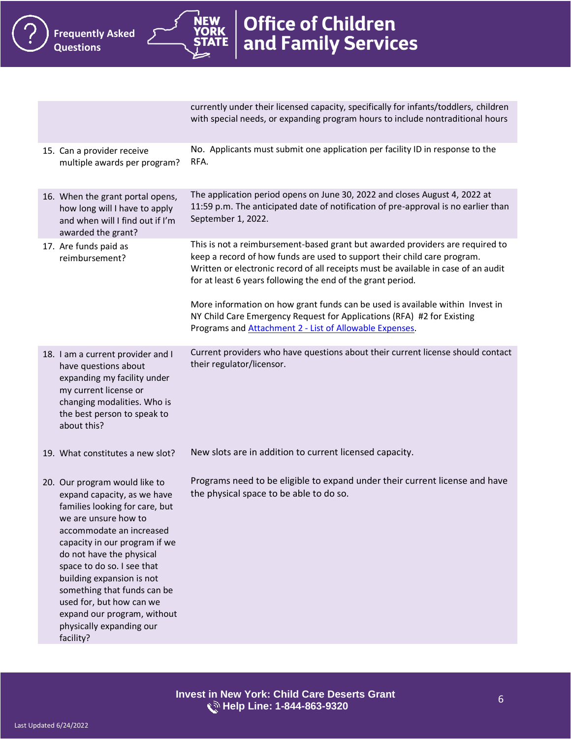| | |
|---|---|
| | currently under their licensed capacity, specifically for infants/toddlers, children with special needs, or expanding program hours to include nontraditional hours |
| 15. Can a provider receive multiple awards per program? | No. Applicants must submit one application per facility ID in response to the RFA. |
| 16. When the grant portal opens, how long will I have to apply and when will I find out if I'm awarded the grant? | The application period opens on June 30, 2022 and closes August 4, 2022 at 11:59 p.m. The anticipated date of notification of pre-approval is no earlier than September 1, 2022. |
| 17. Are funds paid as reimbursement? | This is not a reimbursement-based grant but awarded providers are required to keep a record of how funds are used to support their child care program. Written or electronic record of all receipts must be available in case of an audit for at least 6 years following the end of the grant period.<br><br>More information on how grant funds can be used is available within Invest in NY Child Care Emergency Request for Applications (RFA) #2 for Existing Programs and [Attachment 2 - List of Allowable Expenses](). |
| 18. I am a current provider and I have questions about expanding my facility under my current license or changing modalities. Who is the best person to speak to about this? | Current providers who have questions about their current license should contact their regulator/licensor. |
| 19. What constitutes a new slot? | New slots are in addition to current licensed capacity. |
| 20. Our program would like to expand capacity, as we have families looking for care, but we are unsure how to accommodate an increased capacity in our program if we do not have the physical space to do so. I see that building expansion is not something that funds can be used for, but how can we expand our program, without physically expanding our facility? | Programs need to be eligible to expand under their current license and have the physical space to be able to do so. |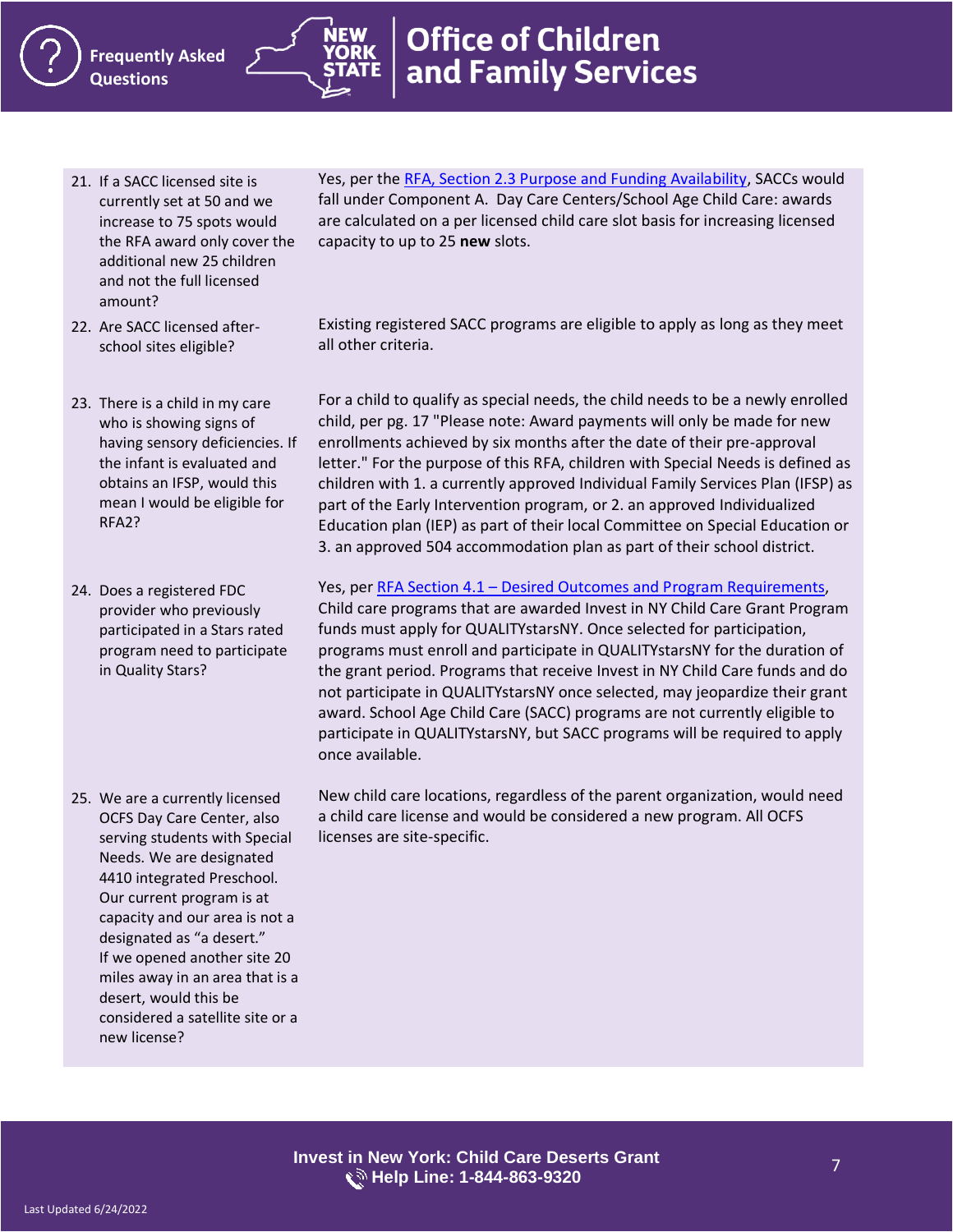| Question | Answer |
|---|---|
| 21. If a SACC licensed site is currently set at 50 and we increase to 75 spots would the RFA award only cover the additional new 25 children and not the full licensed amount? | Yes, per the [RFA, Section 2.3 Purpose and Funding Availability](), SACCs would fall under Component A. Day Care Centers/School Age Child Care: awards are calculated on a per licensed child care slot basis for increasing licensed capacity to up to 25 **new** slots. |
| 22. Are SACC licensed after-school sites eligible? | Existing registered SACC programs are eligible to apply as long as they meet all other criteria. |
| 23. There is a child in my care who is showing signs of having sensory deficiencies. If the infant is evaluated and obtains an IFSP, would this mean I would be eligible for RFA2? | For a child to qualify as special needs, the child needs to be a newly enrolled child, per pg. 17 "Please note: Award payments will only be made for new enrollments achieved by six months after the date of their pre-approval letter." For the purpose of this RFA, children with Special Needs is defined as children with 1. a currently approved Individual Family Services Plan (IFSP) as part of the Early Intervention program, or 2. an approved Individualized Education plan (IEP) as part of their local Committee on Special Education or 3. an approved 504 accommodation plan as part of their school district. |
| 24. Does a registered FDC provider who previously participated in a Stars rated program need to participate in Quality Stars? | Yes, per [RFA Section 4.1 – Desired Outcomes and Program Requirements](), Child care programs that are awarded Invest in NY Child Care Grant Program funds must apply for QUALITYstarsNY. Once selected for participation, programs must enroll and participate in QUALITYstarsNY for the duration of the grant period. Programs that receive Invest in NY Child Care funds and do not participate in QUALITYstarsNY once selected, may jeopardize their grant award. School Age Child Care (SACC) programs are not currently eligible to participate in QUALITYstarsNY, but SACC programs will be required to apply once available. |
| 25. We are a currently licensed OCFS Day Care Center, also serving students with Special Needs. We are designated 4410 integrated Preschool. Our current program is at capacity and our area is not a designated as "a desert." If we opened another site 20 miles away in an area that is a desert, would this be considered a satellite site or a new license? | New child care locations, regardless of the parent organization, would need a child care license and would be considered a new program. All OCFS licenses are site-specific. |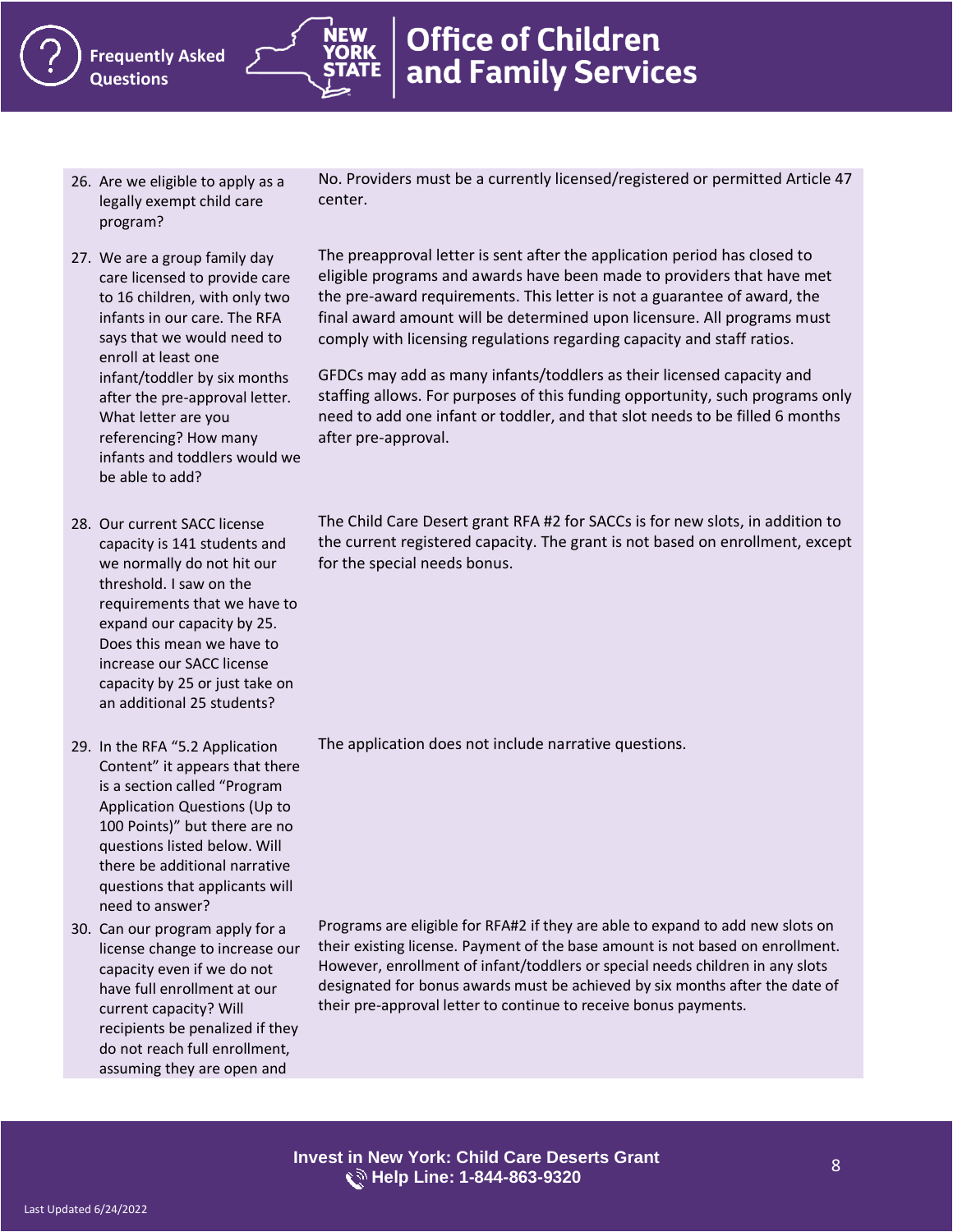| | |
|---|---|
| 26. Are we eligible to apply as a legally exempt child care program? | No. Providers must be a currently licensed/registered or permitted Article 47 center. |
| 27. We are a group family day care licensed to provide care to 16 children, with only two infants in our care. The RFA says that we would need to enroll at least one infant/toddler by six months after the pre-approval letter. What letter are you referencing? How many infants and toddlers would we be able to add? | The preapproval letter is sent after the application period has closed to eligible programs and awards have been made to providers that have met the pre-award requirements. This letter is not a guarantee of award, the final award amount will be determined upon licensure. All programs must comply with licensing regulations regarding capacity and staff ratios.<br><br>GFDCs may add as many infants/toddlers as their licensed capacity and staffing allows. For purposes of this funding opportunity, such programs only need to add one infant or toddler, and that slot needs to be filled 6 months after pre-approval. |
| 28. Our current SACC license capacity is 141 students and we normally do not hit our threshold. I saw on the requirements that we have to expand our capacity by 25. Does this mean we have to increase our SACC license capacity by 25 or just take on an additional 25 students? | The Child Care Desert grant RFA #2 for SACCs is for new slots, in addition to the current registered capacity. The grant is not based on enrollment, except for the special needs bonus. |
| 29. In the RFA "5.2 Application Content" it appears that there is a section called "Program Application Questions (Up to 100 Points)" but there are no questions listed below. Will there be additional narrative questions that applicants will need to answer? | The application does not include narrative questions. |
| 30. Can our program apply for a license change to increase our capacity even if we do not have full enrollment at our current capacity? Will recipients be penalized if they do not reach full enrollment, assuming they are open and | Programs are eligible for RFA#2 if they are able to expand to add new slots on their existing license. Payment of the base amount is not based on enrollment. However, enrollment of infant/toddlers or special needs children in any slots designated for bonus awards must be achieved by six months after the date of their pre-approval letter to continue to receive bonus payments. |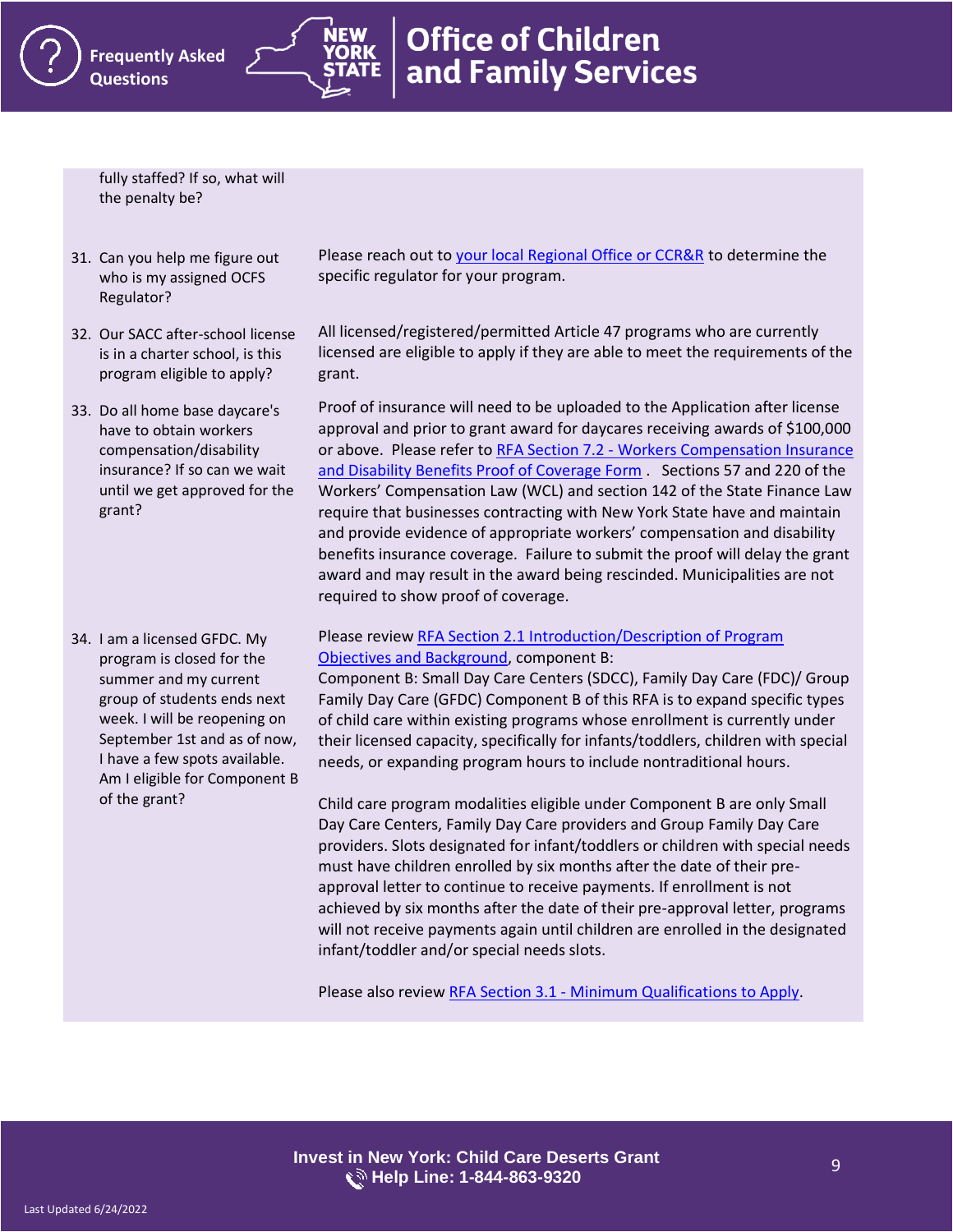| | |
|---|---|
| fully staffed? If so, what will the penalty be? | |
| 31. Can you help me figure out who is my assigned OCFS Regulator? | Please reach out to [your local Regional Office or CCR&R](#) to determine the specific regulator for your program. |
| 32. Our SACC after-school license is in a charter school, is this program eligible to apply? | All licensed/registered/permitted Article 47 programs who are currently licensed are eligible to apply if they are able to meet the requirements of the grant. |
| 33. Do all home base daycare's have to obtain workers compensation/disability insurance? If so can we wait until we get approved for the grant? | Proof of insurance will need to be uploaded to the Application after license approval and prior to grant award for daycares receiving awards of $100,000 or above. Please refer to [RFA Section 7.2 - Workers Compensation Insurance and Disability Benefits Proof of Coverage Form](#) . Sections 57 and 220 of the Workers' Compensation Law (WCL) and section 142 of the State Finance Law require that businesses contracting with New York State have and maintain and provide evidence of appropriate workers' compensation and disability benefits insurance coverage. Failure to submit the proof will delay the grant award and may result in the award being rescinded. Municipalities are not required to show proof of coverage. |
| 34. I am a licensed GFDC. My program is closed for the summer and my current group of students ends next week. I will be reopening on September 1st and as of now, I have a few spots available. Am I eligible for Component B of the grant? | Please review [RFA Section 2.1 Introduction/Description of Program Objectives and Background](#), component B:<br>Component B: Small Day Care Centers (SDCC), Family Day Care (FDC)/ Group Family Day Care (GFDC) Component B of this RFA is to expand specific types of child care within existing programs whose enrollment is currently under their licensed capacity, specifically for infants/toddlers, children with special needs, or expanding program hours to include nontraditional hours.<br><br>Child care program modalities eligible under Component B are only Small Day Care Centers, Family Day Care providers and Group Family Day Care providers. Slots designated for infant/toddlers or children with special needs must have children enrolled by six months after the date of their pre-approval letter to continue to receive payments. If enrollment is not achieved by six months after the date of their pre-approval letter, programs will not receive payments again until children are enrolled in the designated infant/toddler and/or special needs slots.<br><br>Please also review [RFA Section 3.1 - Minimum Qualifications to Apply](#). |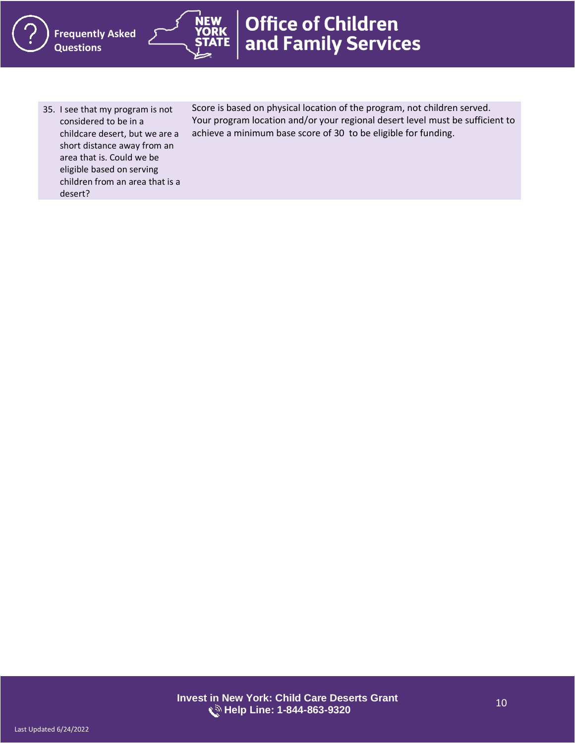| | |
|---|---|
| 35. I see that my program is not considered to be in a childcare desert, but we are a short distance away from an area that is. Could we be eligible based on serving children from an area that is a desert? | Score is based on physical location of the program, not children served. Your program location and/or your regional desert level must be sufficient to achieve a minimum base score of 30 to be eligible for funding. |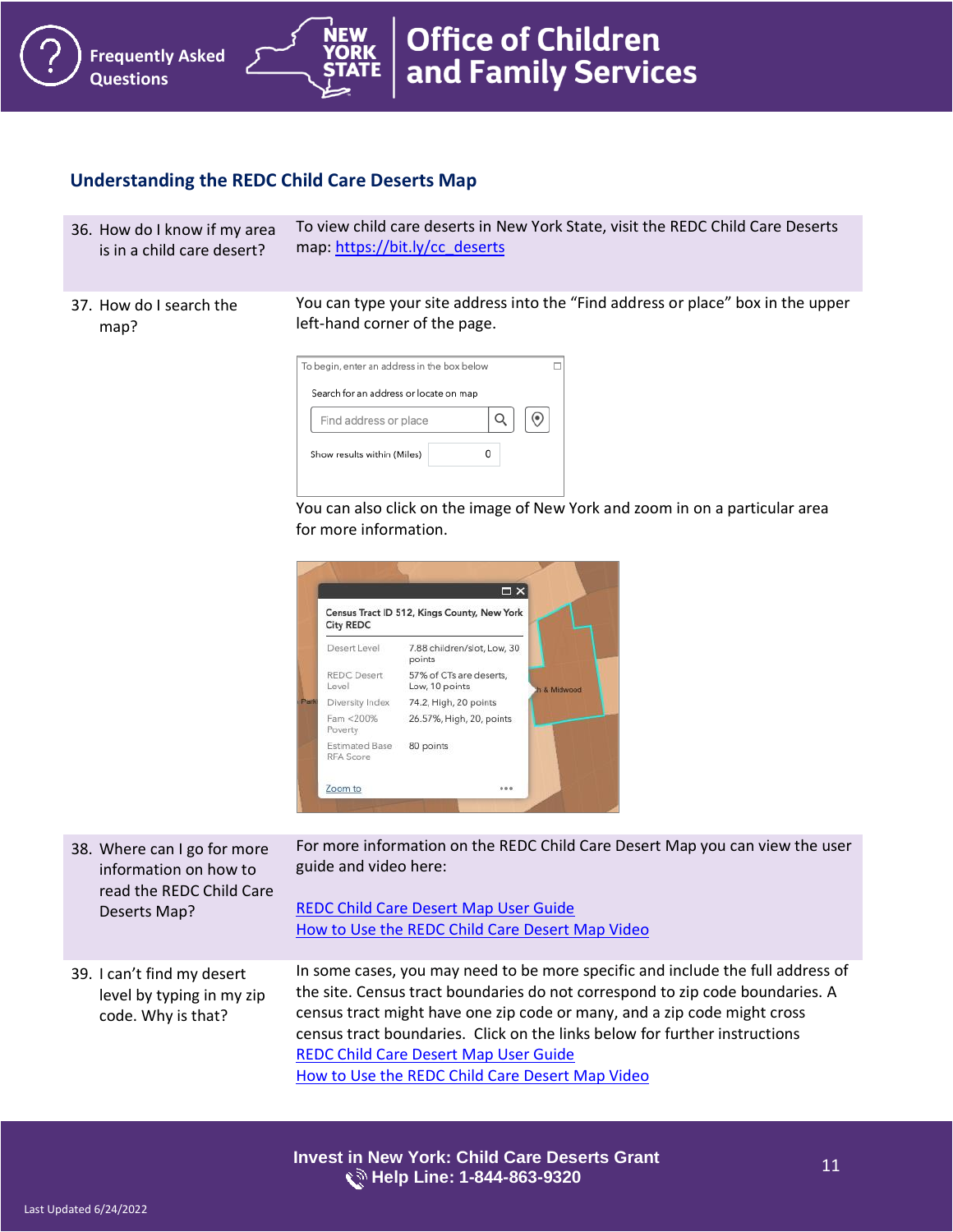## Understanding the REDC Child Care Deserts Map

| | |
|---|---|
| 36. How do I know if my area is in a child care desert? | To view child care deserts in New York State, visit the REDC Child Care Deserts map: https://bit.ly/cc_deserts |
| 37. How do I search the map? | You can type your site address into the "Find address or place" box in the upper left-hand corner of the page. You can also click on the image of New York and zoom in on a particular area for more information. |
| 38. Where can I go for more information on how to read the REDC Child Care Deserts Map? | For more information on the REDC Child Care Desert Map you can view the user guide and video here: REDC Child Care Desert Map User Guide; How to Use the REDC Child Care Desert Map Video |
| 39. I can't find my desert level by typing in my zip code. Why is that? | In some cases, you may need to be more specific and include the full address of the site. Census tract boundaries do not correspond to zip code boundaries. A census tract might have one zip code or many, and a zip code might cross census tract boundaries. Click on the links below for further instructions: REDC Child Care Desert Map User Guide; How to Use the REDC Child Care Desert Map Video |

Invest in New York: Child Care Deserts Grant
Help Line: 1-844-863-9320

Last Updated 6/24/2022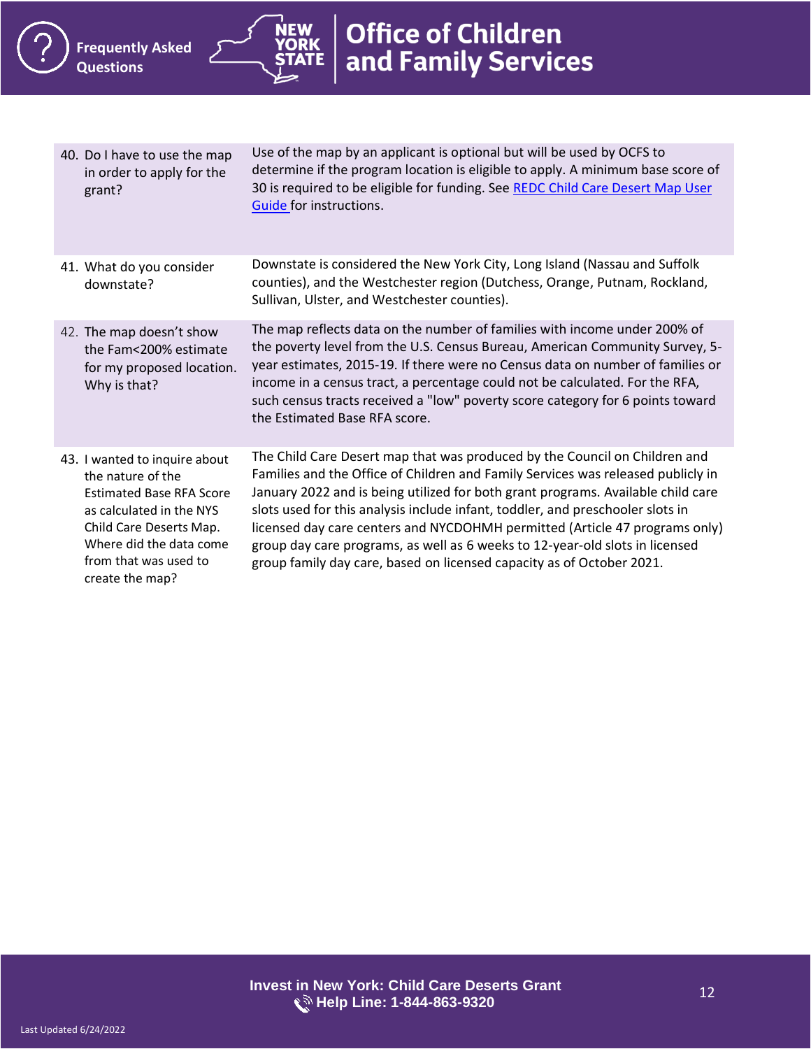| Question | Answer |
|---|---|
| 40. Do I have to use the map in order to apply for the grant? | Use of the map by an applicant is optional but will be used by OCFS to determine if the program location is eligible to apply. A minimum base score of 30 is required to be eligible for funding. See [REDC Child Care Desert Map User Guide](#) for instructions. |
| 41. What do you consider downstate? | Downstate is considered the New York City, Long Island (Nassau and Suffolk counties), and the Westchester region (Dutchess, Orange, Putnam, Rockland, Sullivan, Ulster, and Westchester counties). |
| 42. The map doesn't show the Fam<200% estimate for my proposed location. Why is that? | The map reflects data on the number of families with income under 200% of the poverty level from the U.S. Census Bureau, American Community Survey, 5-year estimates, 2015-19. If there were no Census data on number of families or income in a census tract, a percentage could not be calculated. For the RFA, such census tracts received a "low" poverty score category for 6 points toward the Estimated Base RFA score. |
| 43. I wanted to inquire about the nature of the Estimated Base RFA Score as calculated in the NYS Child Care Deserts Map. Where did the data come from that was used to create the map? | The Child Care Desert map that was produced by the Council on Children and Families and the Office of Children and Family Services was released publicly in January 2022 and is being utilized for both grant programs. Available child care slots used for this analysis include infant, toddler, and preschooler slots in licensed day care centers and NYCDOHMH permitted (Article 47 programs only) group day care programs, as well as 6 weeks to 12-year-old slots in licensed group family day care, based on licensed capacity as of October 2021. |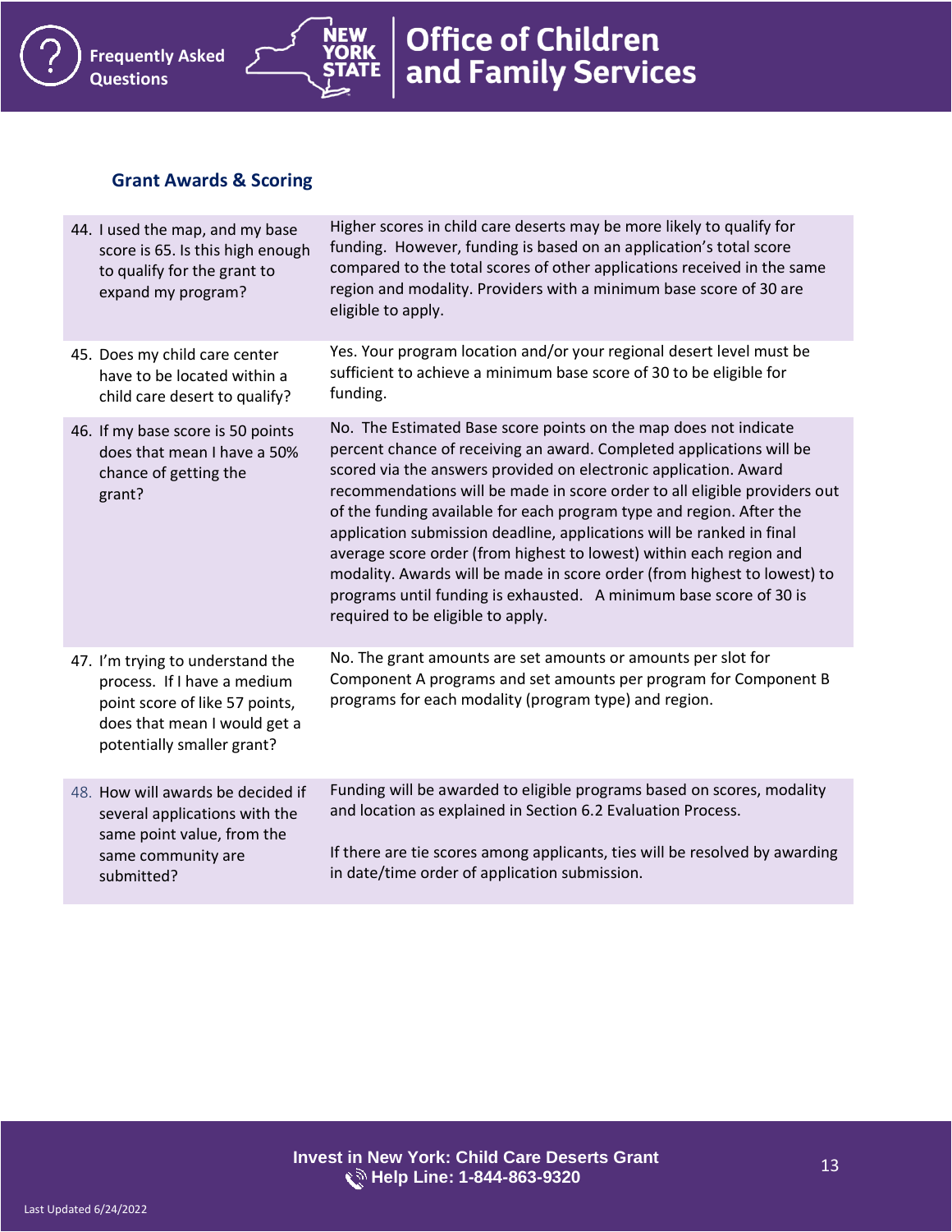## Grant Awards & Scoring

| | |
|---|---|
| 44. I used the map, and my base score is 65. Is this high enough to qualify for the grant to expand my program? | Higher scores in child care deserts may be more likely to qualify for funding. However, funding is based on an application's total score compared to the total scores of other applications received in the same region and modality. Providers with a minimum base score of 30 are eligible to apply. |
| 45. Does my child care center have to be located within a child care desert to qualify? | Yes. Your program location and/or your regional desert level must be sufficient to achieve a minimum base score of 30 to be eligible for funding. |
| 46. If my base score is 50 points does that mean I have a 50% chance of getting the grant? | No. The Estimated Base score points on the map does not indicate percent chance of receiving an award. Completed applications will be scored via the answers provided on electronic application. Award recommendations will be made in score order to all eligible providers out of the funding available for each program type and region. After the application submission deadline, applications will be ranked in final average score order (from highest to lowest) within each region and modality. Awards will be made in score order (from highest to lowest) to programs until funding is exhausted. A minimum base score of 30 is required to be eligible to apply. |
| 47. I'm trying to understand the process. If I have a medium point score of like 57 points, does that mean I would get a potentially smaller grant? | No. The grant amounts are set amounts or amounts per slot for Component A programs and set amounts per program for Component B programs for each modality (program type) and region. |
| 48. How will awards be decided if several applications with the same point value, from the same community are submitted? | Funding will be awarded to eligible programs based on scores, modality and location as explained in Section 6.2 Evaluation Process.<br><br>If there are tie scores among applicants, ties will be resolved by awarding in date/time order of application submission. |

Invest in New York: Child Care Deserts Grant
Help Line: 1-844-863-9320

Last Updated 6/24/2022